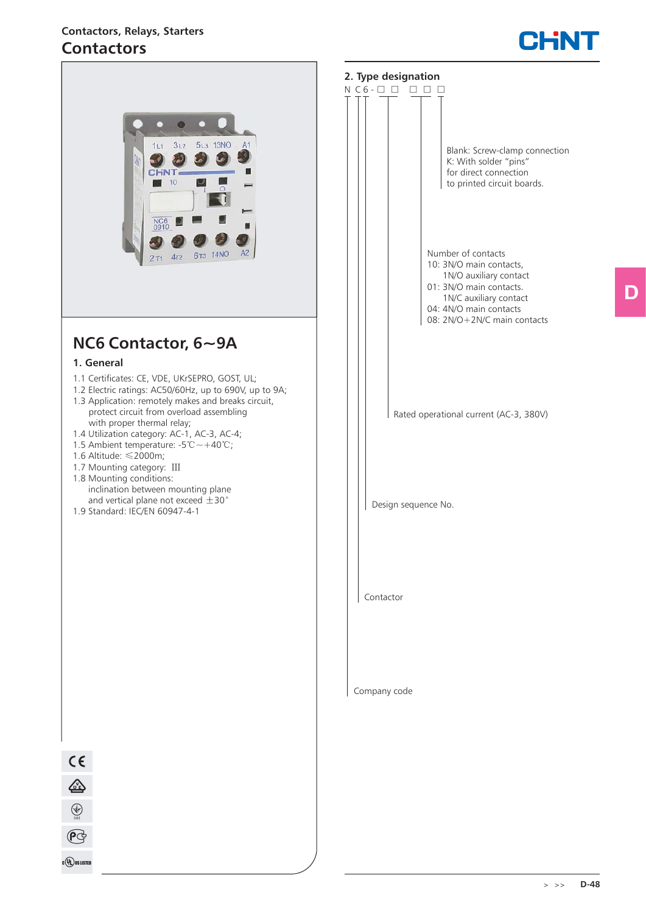# Contactors

## NC6 Contactor, 6~9A

### 1. General

1.1 Certificates: CE, VDE, UKrSEPRO, GOST, UL;
1.2 Electric ratings: AC50/60Hz, up to 690V, up to 9A;
1.3 Application: remotely makes and breaks circuit, protect circuit from overload assembling with proper thermal relay;
1.4 Utilization category: AC-1, AC-3, AC-4;
1.5 Ambient temperature: -5℃~+40℃;
1.6 Altitude: ≤2000m;
1.7 Mounting category: III
1.8 Mounting conditions: inclination between mounting plane and vertical plane not exceed ±30°
1.9 Standard: IEC/EN 60947-4-1

### 2. Type designation

N C 6 - □ □ □ □ □

- N: Company code
- C: Contactor
- 6: Design sequence No.
- □ (first): Rated operational current (AC-3, 380V)
- □ □ (second): Number of contacts
  - 10: 3N/O main contacts, 1N/O auxiliary contact
  - 01: 3N/O main contacts. 1N/C auxiliary contact
  - 04: 4N/O main contacts
  - 08: 2N/O+2N/C main contacts
- □ (last): Blank: Screw-clamp connection; K: With solder "pins" for direct connection to printed circuit boards.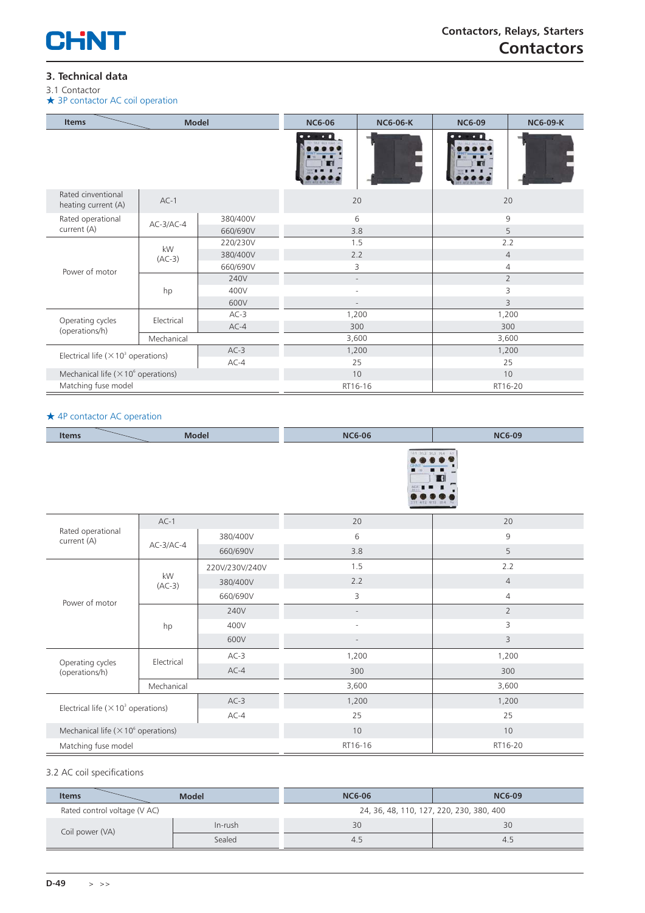## 3. Technical data

3.1 Contactor

★ 3P contactor AC coil operation

| Items / Model | | | NC6-06 | NC6-06-K | NC6-09 | NC6-09-K |
|---|---|---|---|---|---|---|
| Rated cinventional heating current (A) | AC-1 | | 20 | | 20 | |
| Rated operational current (A) | AC-3/AC-4 | 380/400V | 6 | | 9 | |
| | | 660/690V | 3.8 | | 5 | |
| Power of motor | kW (AC-3) | 220/230V | 1.5 | | 2.2 | |
| | | 380/400V | 2.2 | | 4 | |
| | | 660/690V | 3 | | 4 | |
| | hp | 240V | - | | 2 | |
| | | 400V | - | | 3 | |
| | | 600V | - | | 3 | |
| Operating cycles (operations/h) | Electrical | AC-3 | 1,200 | | 1,200 | |
| | | AC-4 | 300 | | 300 | |
| | Mechanical | | 3,600 | | 3,600 | |
| Electrical life ($\times 10^3$ operations) | | AC-3 | 1,200 | | 1,200 | |
| | | AC-4 | 25 | | 25 | |
| Mechanical life ($\times 10^6$ operations) | | | 10 | | 10 | |
| Matching fuse model | | | RT16-16 | | RT16-20 | |

★ 4P contactor AC operation

| Items / Model | | | NC6-06 | NC6-09 |
|---|---|---|---|---|
| Rated operational current (A) | AC-1 | | 20 | 20 |
| | AC-3/AC-4 | 380/400V | 6 | 9 |
| | | 660/690V | 3.8 | 5 |
| Power of motor | kW (AC-3) | 220V/230V/240V | 1.5 | 2.2 |
| | | 380/400V | 2.2 | 4 |
| | | 660/690V | 3 | 4 |
| | hp | 240V | - | 2 |
| | | 400V | - | 3 |
| | | 600V | - | 3 |
| Operating cycles (operations/h) | Electrical | AC-3 | 1,200 | 1,200 |
| | | AC-4 | 300 | 300 |
| | Mechanical | | 3,600 | 3,600 |
| Electrical life ($\times 10^3$ operations) | | AC-3 | 1,200 | 1,200 |
| | | AC-4 | 25 | 25 |
| Mechanical life ($\times 10^6$ operations) | | | 10 | 10 |
| Matching fuse model | | | RT16-16 | RT16-20 |

3.2 AC coil specifications

| Items / Model | | NC6-06 | NC6-09 |
|---|---|---|---|
| Rated control voltage (V AC) | | 24, 36, 48, 110, 127, 220, 230, 380, 400 | |
| Coil power (VA) | In-rush | 30 | 30 |
| | Sealed | 4.5 | 4.5 |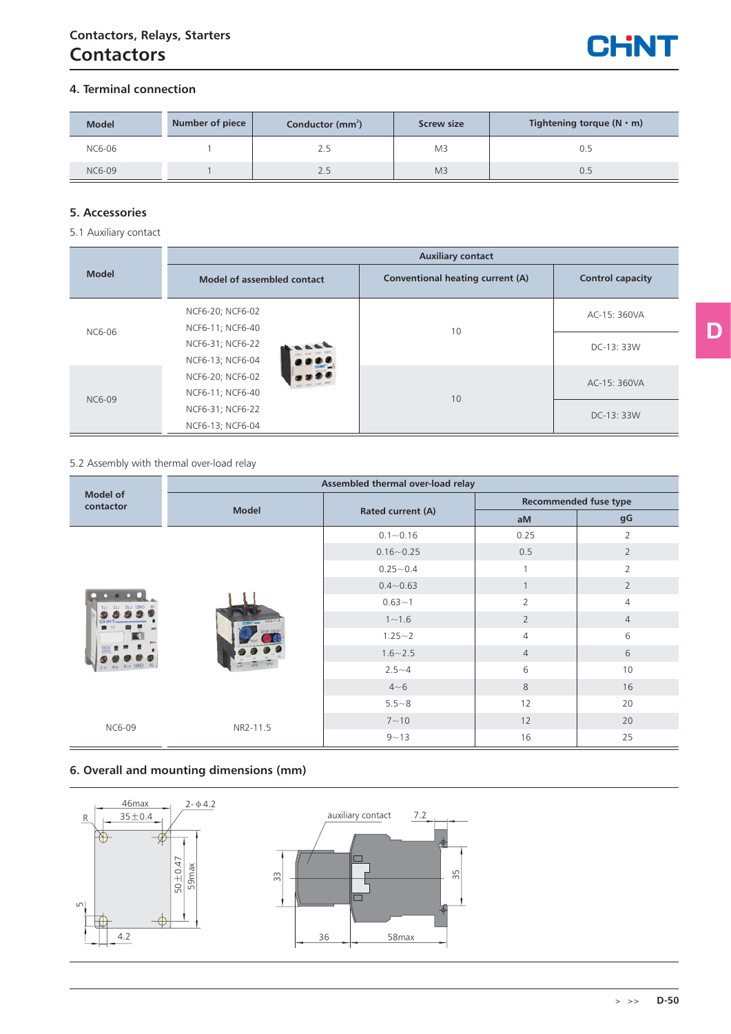## Contactors, Relays, Starters
# Contactors

## 4. Terminal connection

| Model | Number of piece | Conductor (mm²) | Screw size | Tightening torque (N · m) |
|---|---|---|---|---|
| NC6-06 | 1 | 2.5 | M3 | 0.5 |
| NC6-09 | 1 | 2.5 | M3 | 0.5 |

## 5. Accessories

5.1 Auxiliary contact

| Model | Auxiliary contact | | |
|---|---|---|---|
| | Model of assembled contact | Conventional heating current (A) | Control capacity |
| NC6-06 | NCF6-20; NCF6-02<br>NCF6-11; NCF6-40<br>NCF6-31; NCF6-22<br>NCF6-13; NCF6-04 | 10 | AC-15: 360VA<br>DC-13: 33W |
| NC6-09 | NCF6-20; NCF6-02<br>NCF6-11; NCF6-40<br>NCF6-31; NCF6-22<br>NCF6-13; NCF6-04 | 10 | AC-15: 360VA<br>DC-13: 33W |

5.2 Assembly with thermal over-load relay

| Model of contactor | Assembled thermal over-load relay | | | |
|---|---|---|---|---|
| | Model | Rated current (A) | Recommended fuse type | |
| | | | aM | gG |
| NC6-09 | NR2-11.5 | 0.1~0.16 | 0.25 | 2 |
| | | 0.16~0.25 | 0.5 | 2 |
| | | 0.25~0.4 | 1 | 2 |
| | | 0.4~0.63 | 1 | 2 |
| | | 0.63~1 | 2 | 4 |
| | | 1~1.6 | 2 | 4 |
| | | 1.25~2 | 4 | 6 |
| | | 1.6~2.5 | 4 | 6 |
| | | 2.5~4 | 6 | 10 |
| | | 4~6 | 8 | 16 |
| | | 5.5~8 | 12 | 20 |
| | | 7~10 | 12 | 20 |
| | | 9~13 | 16 | 25 |

## 6. Overall and mounting dimensions (mm)

46max
35±0.4
2-ϕ4.2
R
50±0.47
59max
5
4.2

auxiliary contact
7.2
33
35
36
58max